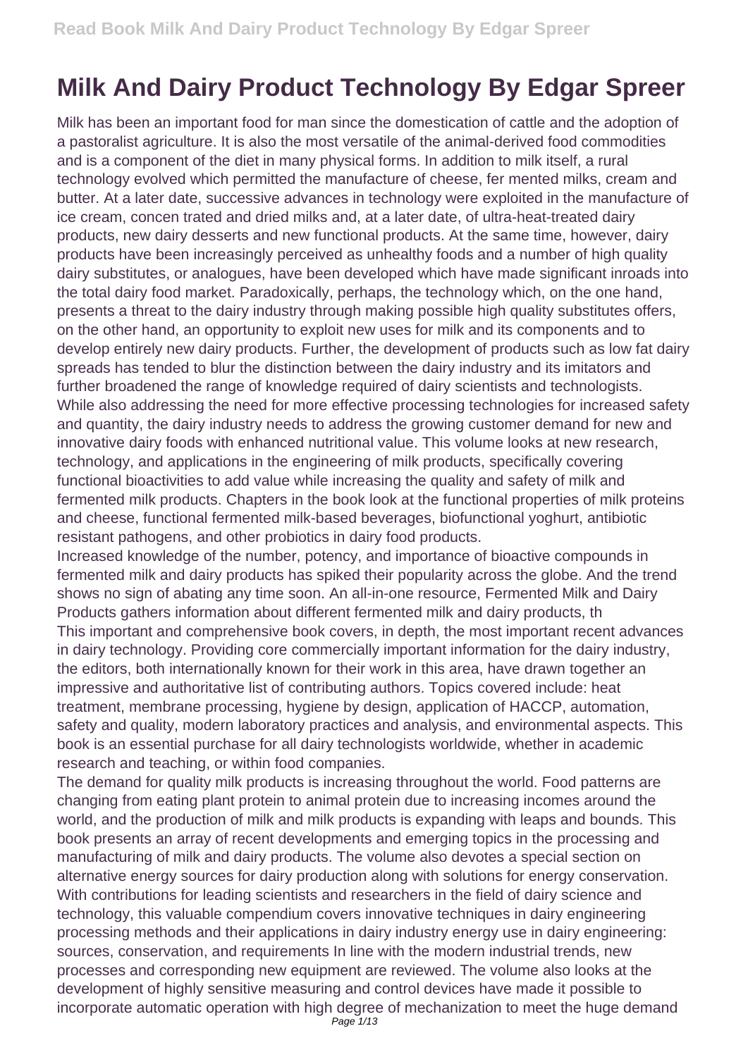# Milk And Dairy Product Technology By Edgar Spreer

Milk has been an important food for man since the domestication of cattle and the adoption of a pastoralist agriculture. It is also the most versatile of the animal-derived food commodities and is a component of the diet in many physical forms. In addition to milk itself, a rural technology evolved which permitted the manufacture of cheese, fer mented milks, cream and butter. At a later date, successive advances in technology were exploited in the manufacture of ice cream, concen trated and dried milks and, at a later date, of ultra-heat-treated dairy products, new dairy desserts and new functional products. At the same time, however, dairy products have been increasingly perceived as unhealthy foods and a number of high quality dairy substitutes, or analogues, have been developed which have made significant inroads into the total dairy food market. Paradoxically, perhaps, the technology which, on the one hand, presents a threat to the dairy industry through making possible high quality substitutes offers, on the other hand, an opportunity to exploit new uses for milk and its components and to develop entirely new dairy products. Further, the development of products such as low fat dairy spreads has tended to blur the distinction between the dairy industry and its imitators and further broadened the range of knowledge required of dairy scientists and technologists. While also addressing the need for more effective processing technologies for increased safety and quantity, the dairy industry needs to address the growing customer demand for new and innovative dairy foods with enhanced nutritional value. This volume looks at new research, technology, and applications in the engineering of milk products, specifically covering functional bioactivities to add value while increasing the quality and safety of milk and fermented milk products. Chapters in the book look at the functional properties of milk proteins and cheese, functional fermented milk-based beverages, biofunctional yoghurt, antibiotic resistant pathogens, and other probiotics in dairy food products.

Increased knowledge of the number, potency, and importance of bioactive compounds in fermented milk and dairy products has spiked their popularity across the globe. And the trend shows no sign of abating any time soon. An all-in-one resource, Fermented Milk and Dairy Products gathers information about different fermented milk and dairy products, th

This important and comprehensive book covers, in depth, the most important recent advances in dairy technology. Providing core commercially important information for the dairy industry, the editors, both internationally known for their work in this area, have drawn together an impressive and authoritative list of contributing authors. Topics covered include: heat treatment, membrane processing, hygiene by design, application of HACCP, automation, safety and quality, modern laboratory practices and analysis, and environmental aspects. This book is an essential purchase for all dairy technologists worldwide, whether in academic research and teaching, or within food companies.

The demand for quality milk products is increasing throughout the world. Food patterns are changing from eating plant protein to animal protein due to increasing incomes around the world, and the production of milk and milk products is expanding with leaps and bounds. This book presents an array of recent developments and emerging topics in the processing and manufacturing of milk and dairy products. The volume also devotes a special section on alternative energy sources for dairy production along with solutions for energy conservation. With contributions for leading scientists and researchers in the field of dairy science and technology, this valuable compendium covers innovative techniques in dairy engineering processing methods and their applications in dairy industry energy use in dairy engineering: sources, conservation, and requirements In line with the modern industrial trends, new processes and corresponding new equipment are reviewed. The volume also looks at the development of highly sensitive measuring and control devices have made it possible to incorporate automatic operation with high degree of mechanization to meet the huge demand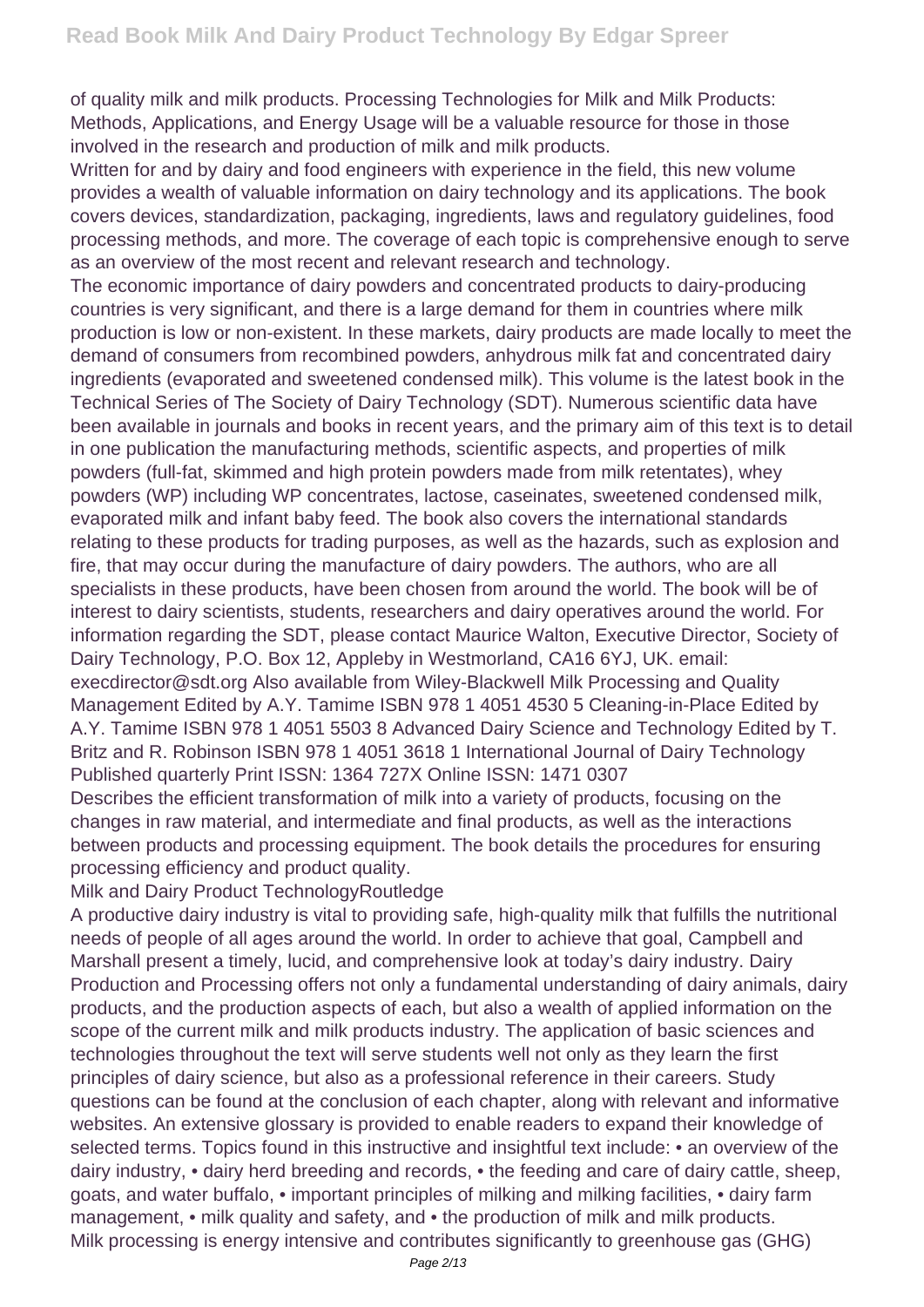of quality milk and milk products. Processing Technologies for Milk and Milk Products: Methods, Applications, and Energy Usage will be a valuable resource for those in those involved in the research and production of milk and milk products.

Written for and by dairy and food engineers with experience in the field, this new volume provides a wealth of valuable information on dairy technology and its applications. The book covers devices, standardization, packaging, ingredients, laws and regulatory guidelines, food processing methods, and more. The coverage of each topic is comprehensive enough to serve as an overview of the most recent and relevant research and technology.

The economic importance of dairy powders and concentrated products to dairy-producing countries is very significant, and there is a large demand for them in countries where milk production is low or non-existent. In these markets, dairy products are made locally to meet the demand of consumers from recombined powders, anhydrous milk fat and concentrated dairy ingredients (evaporated and sweetened condensed milk). This volume is the latest book in the Technical Series of The Society of Dairy Technology (SDT). Numerous scientific data have been available in journals and books in recent years, and the primary aim of this text is to detail in one publication the manufacturing methods, scientific aspects, and properties of milk powders (full-fat, skimmed and high protein powders made from milk retentates), whey powders (WP) including WP concentrates, lactose, caseinates, sweetened condensed milk, evaporated milk and infant baby feed. The book also covers the international standards relating to these products for trading purposes, as well as the hazards, such as explosion and fire, that may occur during the manufacture of dairy powders. The authors, who are all specialists in these products, have been chosen from around the world. The book will be of interest to dairy scientists, students, researchers and dairy operatives around the world. For information regarding the SDT, please contact Maurice Walton, Executive Director, Society of Dairy Technology, P.O. Box 12, Appleby in Westmorland, CA16 6YJ, UK. email: execdirector@sdt.org Also available from Wiley-Blackwell Milk Processing and Quality Management Edited by A.Y. Tamime ISBN 978 1 4051 4530 5 Cleaning-in-Place Edited by A.Y. Tamime ISBN 978 1 4051 5503 8 Advanced Dairy Science and Technology Edited by T. Britz and R. Robinson ISBN 978 1 4051 3618 1 International Journal of Dairy Technology Published quarterly Print ISSN: 1364 727X Online ISSN: 1471 0307

Describes the efficient transformation of milk into a variety of products, focusing on the changes in raw material, and intermediate and final products, as well as the interactions between products and processing equipment. The book details the procedures for ensuring processing efficiency and product quality.

Milk and Dairy Product TechnologyRoutledge

A productive dairy industry is vital to providing safe, high-quality milk that fulfills the nutritional needs of people of all ages around the world. In order to achieve that goal, Campbell and Marshall present a timely, lucid, and comprehensive look at today's dairy industry. Dairy Production and Processing offers not only a fundamental understanding of dairy animals, dairy products, and the production aspects of each, but also a wealth of applied information on the scope of the current milk and milk products industry. The application of basic sciences and technologies throughout the text will serve students well not only as they learn the first principles of dairy science, but also as a professional reference in their careers. Study questions can be found at the conclusion of each chapter, along with relevant and informative websites. An extensive glossary is provided to enable readers to expand their knowledge of selected terms. Topics found in this instructive and insightful text include: • an overview of the dairy industry, • dairy herd breeding and records, • the feeding and care of dairy cattle, sheep, goats, and water buffalo, • important principles of milking and milking facilities, • dairy farm management, • milk quality and safety, and • the production of milk and milk products.

Milk processing is energy intensive and contributes significantly to greenhouse gas (GHG)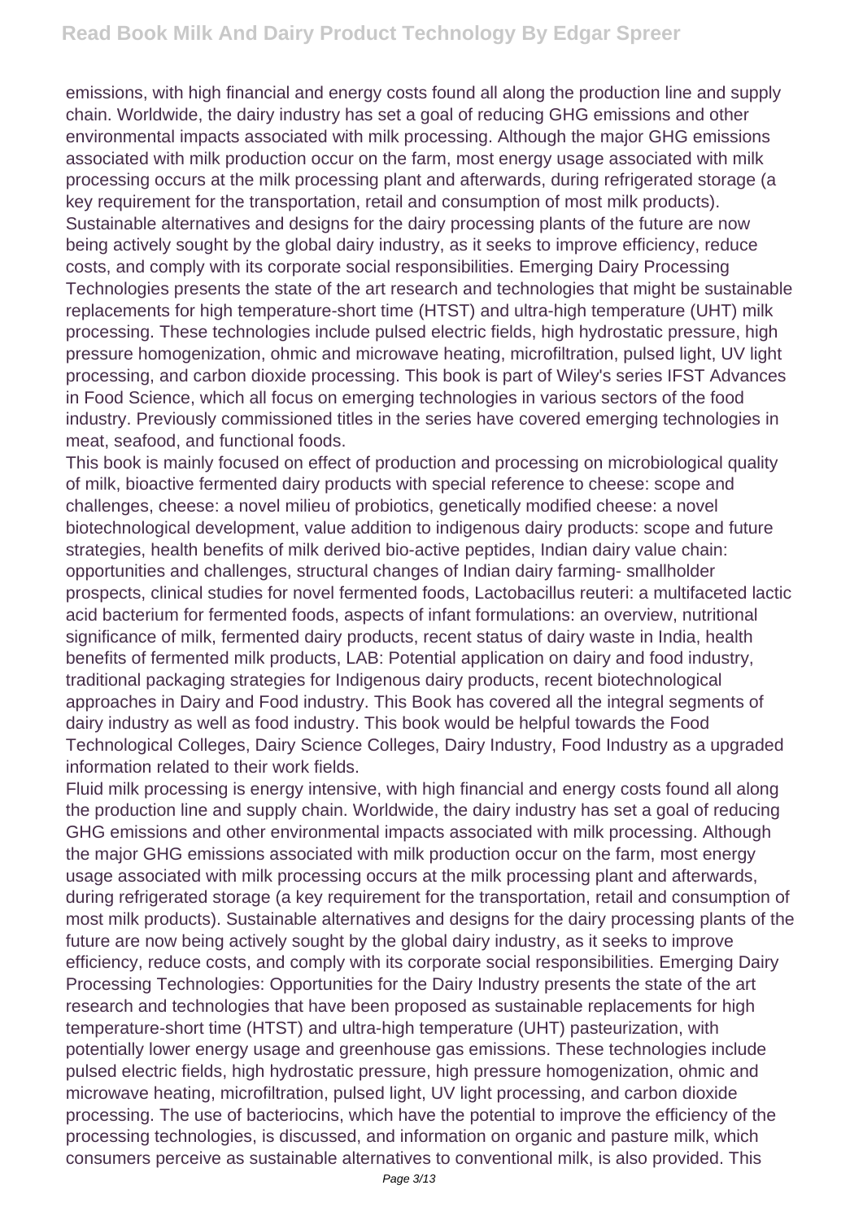emissions, with high financial and energy costs found all along the production line and supply chain. Worldwide, the dairy industry has set a goal of reducing GHG emissions and other environmental impacts associated with milk processing. Although the major GHG emissions associated with milk production occur on the farm, most energy usage associated with milk processing occurs at the milk processing plant and afterwards, during refrigerated storage (a key requirement for the transportation, retail and consumption of most milk products). Sustainable alternatives and designs for the dairy processing plants of the future are now being actively sought by the global dairy industry, as it seeks to improve efficiency, reduce costs, and comply with its corporate social responsibilities. Emerging Dairy Processing Technologies presents the state of the art research and technologies that might be sustainable replacements for high temperature-short time (HTST) and ultra-high temperature (UHT) milk processing. These technologies include pulsed electric fields, high hydrostatic pressure, high pressure homogenization, ohmic and microwave heating, microfiltration, pulsed light, UV light processing, and carbon dioxide processing. This book is part of Wiley's series IFST Advances in Food Science, which all focus on emerging technologies in various sectors of the food industry. Previously commissioned titles in the series have covered emerging technologies in meat, seafood, and functional foods.

This book is mainly focused on effect of production and processing on microbiological quality of milk, bioactive fermented dairy products with special reference to cheese: scope and challenges, cheese: a novel milieu of probiotics, genetically modified cheese: a novel biotechnological development, value addition to indigenous dairy products: scope and future strategies, health benefits of milk derived bio-active peptides, Indian dairy value chain: opportunities and challenges, structural changes of Indian dairy farming- smallholder prospects, clinical studies for novel fermented foods, Lactobacillus reuteri: a multifaceted lactic acid bacterium for fermented foods, aspects of infant formulations: an overview, nutritional significance of milk, fermented dairy products, recent status of dairy waste in India, health benefits of fermented milk products, LAB: Potential application on dairy and food industry, traditional packaging strategies for Indigenous dairy products, recent biotechnological approaches in Dairy and Food industry. This Book has covered all the integral segments of dairy industry as well as food industry. This book would be helpful towards the Food Technological Colleges, Dairy Science Colleges, Dairy Industry, Food Industry as a upgraded information related to their work fields.

Fluid milk processing is energy intensive, with high financial and energy costs found all along the production line and supply chain. Worldwide, the dairy industry has set a goal of reducing GHG emissions and other environmental impacts associated with milk processing. Although the major GHG emissions associated with milk production occur on the farm, most energy usage associated with milk processing occurs at the milk processing plant and afterwards, during refrigerated storage (a key requirement for the transportation, retail and consumption of most milk products). Sustainable alternatives and designs for the dairy processing plants of the future are now being actively sought by the global dairy industry, as it seeks to improve efficiency, reduce costs, and comply with its corporate social responsibilities. Emerging Dairy Processing Technologies: Opportunities for the Dairy Industry presents the state of the art research and technologies that have been proposed as sustainable replacements for high temperature-short time (HTST) and ultra-high temperature (UHT) pasteurization, with potentially lower energy usage and greenhouse gas emissions. These technologies include pulsed electric fields, high hydrostatic pressure, high pressure homogenization, ohmic and microwave heating, microfiltration, pulsed light, UV light processing, and carbon dioxide processing. The use of bacteriocins, which have the potential to improve the efficiency of the processing technologies, is discussed, and information on organic and pasture milk, which consumers perceive as sustainable alternatives to conventional milk, is also provided. This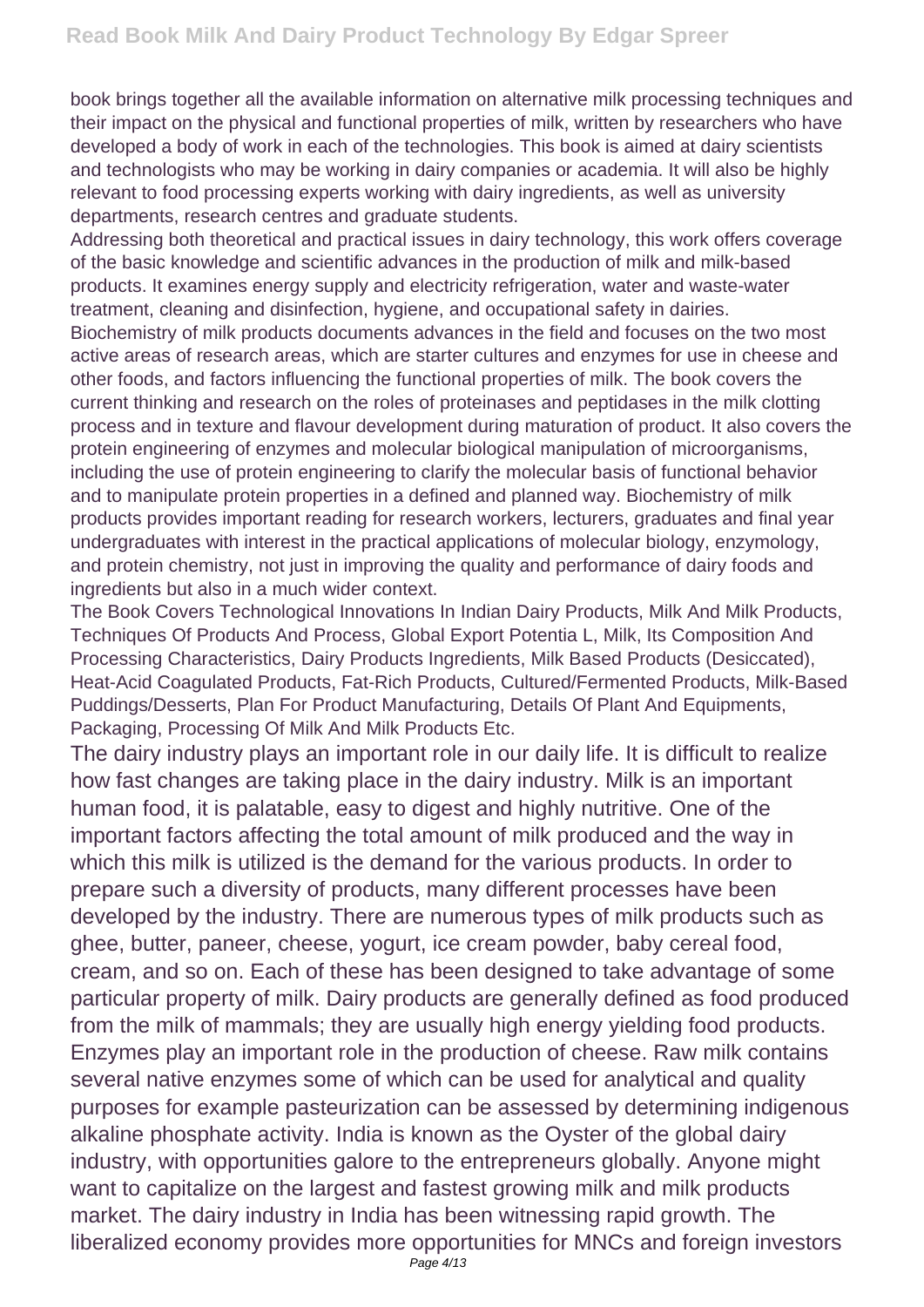book brings together all the available information on alternative milk processing techniques and their impact on the physical and functional properties of milk, written by researchers who have developed a body of work in each of the technologies. This book is aimed at dairy scientists and technologists who may be working in dairy companies or academia. It will also be highly relevant to food processing experts working with dairy ingredients, as well as university departments, research centres and graduate students.

Addressing both theoretical and practical issues in dairy technology, this work offers coverage of the basic knowledge and scientific advances in the production of milk and milk-based products. It examines energy supply and electricity refrigeration, water and waste-water treatment, cleaning and disinfection, hygiene, and occupational safety in dairies.

Biochemistry of milk products documents advances in the field and focuses on the two most active areas of research areas, which are starter cultures and enzymes for use in cheese and other foods, and factors influencing the functional properties of milk. The book covers the current thinking and research on the roles of proteinases and peptidases in the milk clotting process and in texture and flavour development during maturation of product. It also covers the protein engineering of enzymes and molecular biological manipulation of microorganisms, including the use of protein engineering to clarify the molecular basis of functional behavior and to manipulate protein properties in a defined and planned way. Biochemistry of milk products provides important reading for research workers, lecturers, graduates and final year undergraduates with interest in the practical applications of molecular biology, enzymology, and protein chemistry, not just in improving the quality and performance of dairy foods and ingredients but also in a much wider context.

The Book Covers Technological Innovations In Indian Dairy Products, Milk And Milk Products, Techniques Of Products And Process, Global Export Potentia L, Milk, Its Composition And Processing Characteristics, Dairy Products Ingredients, Milk Based Products (Desiccated), Heat-Acid Coagulated Products, Fat-Rich Products, Cultured/Fermented Products, Milk-Based Puddings/Desserts, Plan For Product Manufacturing, Details Of Plant And Equipments, Packaging, Processing Of Milk And Milk Products Etc.

The dairy industry plays an important role in our daily life. It is difficult to realize how fast changes are taking place in the dairy industry. Milk is an important human food, it is palatable, easy to digest and highly nutritive. One of the important factors affecting the total amount of milk produced and the way in which this milk is utilized is the demand for the various products. In order to prepare such a diversity of products, many different processes have been developed by the industry. There are numerous types of milk products such as ghee, butter, paneer, cheese, yogurt, ice cream powder, baby cereal food, cream, and so on. Each of these has been designed to take advantage of some particular property of milk. Dairy products are generally defined as food produced from the milk of mammals; they are usually high energy yielding food products. Enzymes play an important role in the production of cheese. Raw milk contains several native enzymes some of which can be used for analytical and quality purposes for example pasteurization can be assessed by determining indigenous alkaline phosphate activity. India is known as the Oyster of the global dairy industry, with opportunities galore to the entrepreneurs globally. Anyone might want to capitalize on the largest and fastest growing milk and milk products market. The dairy industry in India has been witnessing rapid growth. The liberalized economy provides more opportunities for MNCs and foreign investors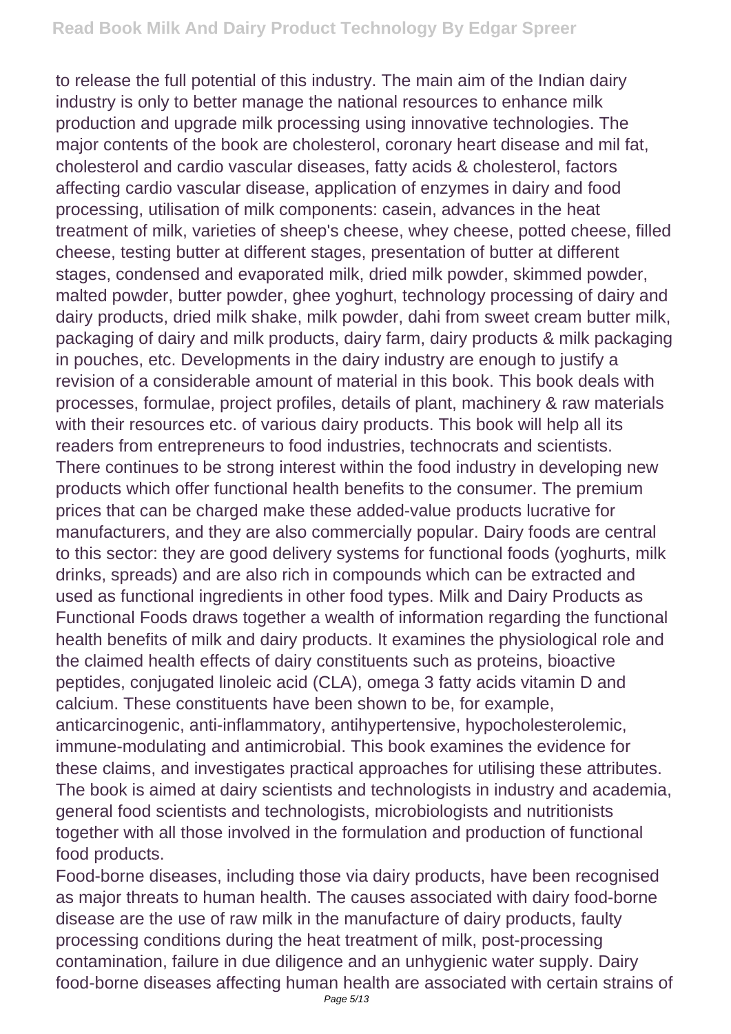to release the full potential of this industry. The main aim of the Indian dairy industry is only to better manage the national resources to enhance milk production and upgrade milk processing using innovative technologies. The major contents of the book are cholesterol, coronary heart disease and mil fat, cholesterol and cardio vascular diseases, fatty acids & cholesterol, factors affecting cardio vascular disease, application of enzymes in dairy and food processing, utilisation of milk components: casein, advances in the heat treatment of milk, varieties of sheep's cheese, whey cheese, potted cheese, filled cheese, testing butter at different stages, presentation of butter at different stages, condensed and evaporated milk, dried milk powder, skimmed powder, malted powder, butter powder, ghee yoghurt, technology processing of dairy and dairy products, dried milk shake, milk powder, dahi from sweet cream butter milk, packaging of dairy and milk products, dairy farm, dairy products & milk packaging in pouches, etc. Developments in the dairy industry are enough to justify a revision of a considerable amount of material in this book. This book deals with processes, formulae, project profiles, details of plant, machinery & raw materials with their resources etc. of various dairy products. This book will help all its readers from entrepreneurs to food industries, technocrats and scientists.

There continues to be strong interest within the food industry in developing new products which offer functional health benefits to the consumer. The premium prices that can be charged make these added-value products lucrative for manufacturers, and they are also commercially popular. Dairy foods are central to this sector: they are good delivery systems for functional foods (yoghurts, milk drinks, spreads) and are also rich in compounds which can be extracted and used as functional ingredients in other food types. Milk and Dairy Products as Functional Foods draws together a wealth of information regarding the functional health benefits of milk and dairy products. It examines the physiological role and the claimed health effects of dairy constituents such as proteins, bioactive peptides, conjugated linoleic acid (CLA), omega 3 fatty acids vitamin D and calcium. These constituents have been shown to be, for example, anticarcinogenic, anti-inflammatory, antihypertensive, hypocholesterolemic, immune-modulating and antimicrobial. This book examines the evidence for these claims, and investigates practical approaches for utilising these attributes. The book is aimed at dairy scientists and technologists in industry and academia, general food scientists and technologists, microbiologists and nutritionists together with all those involved in the formulation and production of functional food products.

Food-borne diseases, including those via dairy products, have been recognised as major threats to human health. The causes associated with dairy food-borne disease are the use of raw milk in the manufacture of dairy products, faulty processing conditions during the heat treatment of milk, post-processing contamination, failure in due diligence and an unhygienic water supply. Dairy food-borne diseases affecting human health are associated with certain strains of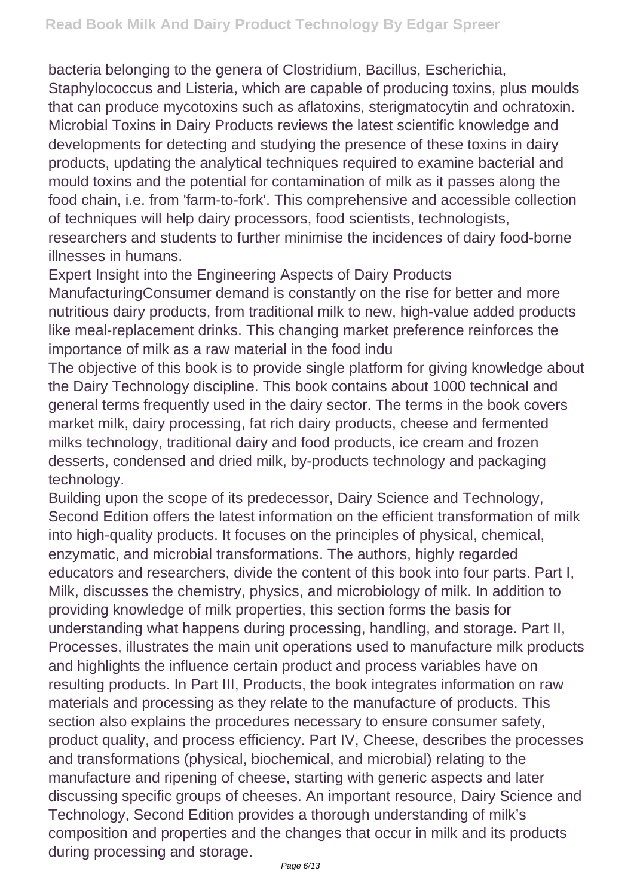bacteria belonging to the genera of Clostridium, Bacillus, Escherichia, Staphylococcus and Listeria, which are capable of producing toxins, plus moulds that can produce mycotoxins such as aflatoxins, sterigmatocytin and ochratoxin. Microbial Toxins in Dairy Products reviews the latest scientific knowledge and developments for detecting and studying the presence of these toxins in dairy products, updating the analytical techniques required to examine bacterial and mould toxins and the potential for contamination of milk as it passes along the food chain, i.e. from 'farm-to-fork'. This comprehensive and accessible collection of techniques will help dairy processors, food scientists, technologists, researchers and students to further minimise the incidences of dairy food-borne illnesses in humans.

Expert Insight into the Engineering Aspects of Dairy Products ManufacturingConsumer demand is constantly on the rise for better and more nutritious dairy products, from traditional milk to new, high-value added products like meal-replacement drinks. This changing market preference reinforces the importance of milk as a raw material in the food indu

The objective of this book is to provide single platform for giving knowledge about the Dairy Technology discipline. This book contains about 1000 technical and general terms frequently used in the dairy sector. The terms in the book covers market milk, dairy processing, fat rich dairy products, cheese and fermented milks technology, traditional dairy and food products, ice cream and frozen desserts, condensed and dried milk, by-products technology and packaging technology.

Building upon the scope of its predecessor, Dairy Science and Technology, Second Edition offers the latest information on the efficient transformation of milk into high-quality products. It focuses on the principles of physical, chemical, enzymatic, and microbial transformations. The authors, highly regarded educators and researchers, divide the content of this book into four parts. Part I, Milk, discusses the chemistry, physics, and microbiology of milk. In addition to providing knowledge of milk properties, this section forms the basis for understanding what happens during processing, handling, and storage. Part II, Processes, illustrates the main unit operations used to manufacture milk products and highlights the influence certain product and process variables have on resulting products. In Part III, Products, the book integrates information on raw materials and processing as they relate to the manufacture of products. This section also explains the procedures necessary to ensure consumer safety, product quality, and process efficiency. Part IV, Cheese, describes the processes and transformations (physical, biochemical, and microbial) relating to the manufacture and ripening of cheese, starting with generic aspects and later discussing specific groups of cheeses. An important resource, Dairy Science and Technology, Second Edition provides a thorough understanding of milk's composition and properties and the changes that occur in milk and its products during processing and storage.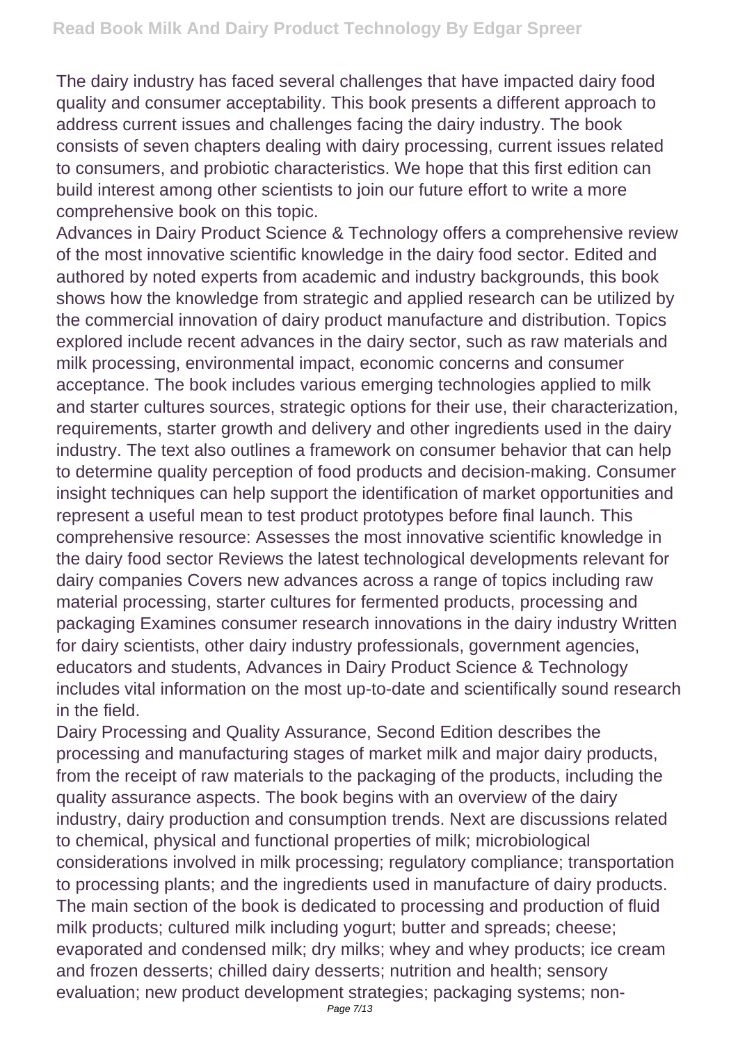The dairy industry has faced several challenges that have impacted dairy food quality and consumer acceptability. This book presents a different approach to address current issues and challenges facing the dairy industry. The book consists of seven chapters dealing with dairy processing, current issues related to consumers, and probiotic characteristics. We hope that this first edition can build interest among other scientists to join our future effort to write a more comprehensive book on this topic.

Advances in Dairy Product Science & Technology offers a comprehensive review of the most innovative scientific knowledge in the dairy food sector. Edited and authored by noted experts from academic and industry backgrounds, this book shows how the knowledge from strategic and applied research can be utilized by the commercial innovation of dairy product manufacture and distribution. Topics explored include recent advances in the dairy sector, such as raw materials and milk processing, environmental impact, economic concerns and consumer acceptance. The book includes various emerging technologies applied to milk and starter cultures sources, strategic options for their use, their characterization, requirements, starter growth and delivery and other ingredients used in the dairy industry. The text also outlines a framework on consumer behavior that can help to determine quality perception of food products and decision-making. Consumer insight techniques can help support the identification of market opportunities and represent a useful mean to test product prototypes before final launch. This comprehensive resource: Assesses the most innovative scientific knowledge in the dairy food sector Reviews the latest technological developments relevant for dairy companies Covers new advances across a range of topics including raw material processing, starter cultures for fermented products, processing and packaging Examines consumer research innovations in the dairy industry Written for dairy scientists, other dairy industry professionals, government agencies, educators and students, Advances in Dairy Product Science & Technology includes vital information on the most up-to-date and scientifically sound research in the field.

Dairy Processing and Quality Assurance, Second Edition describes the processing and manufacturing stages of market milk and major dairy products, from the receipt of raw materials to the packaging of the products, including the quality assurance aspects. The book begins with an overview of the dairy industry, dairy production and consumption trends. Next are discussions related to chemical, physical and functional properties of milk; microbiological considerations involved in milk processing; regulatory compliance; transportation to processing plants; and the ingredients used in manufacture of dairy products. The main section of the book is dedicated to processing and production of fluid milk products; cultured milk including yogurt; butter and spreads; cheese; evaporated and condensed milk; dry milks; whey and whey products; ice cream and frozen desserts; chilled dairy desserts; nutrition and health; sensory evaluation; new product development strategies; packaging systems; non-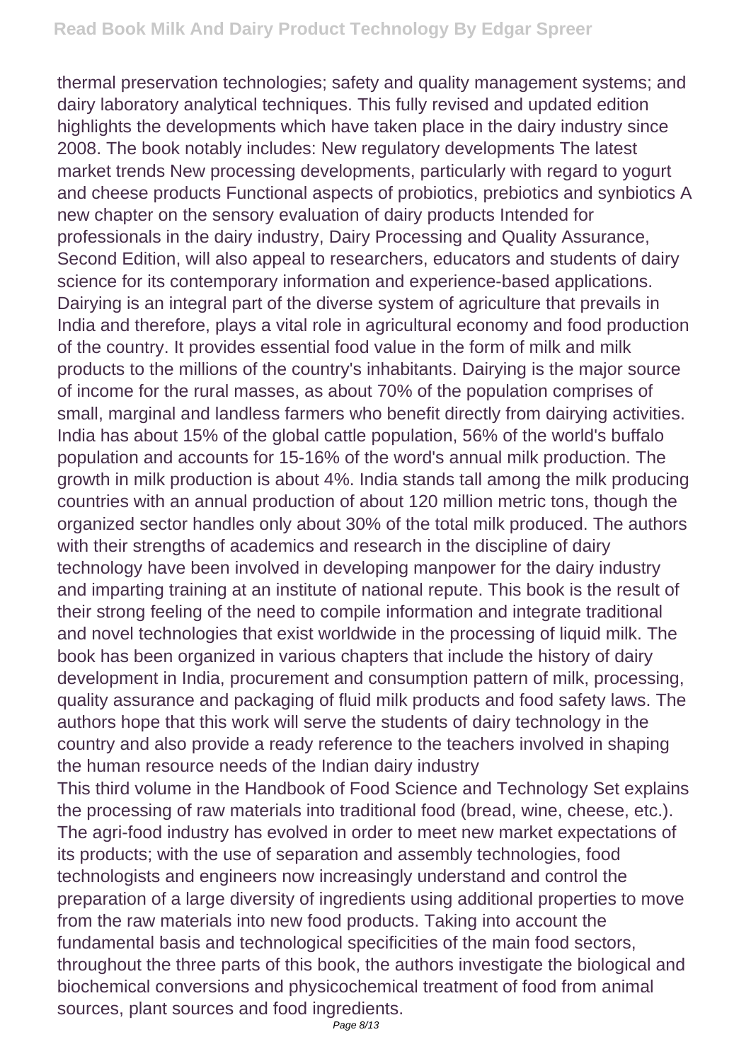thermal preservation technologies; safety and quality management systems; and dairy laboratory analytical techniques. This fully revised and updated edition highlights the developments which have taken place in the dairy industry since 2008. The book notably includes: New regulatory developments The latest market trends New processing developments, particularly with regard to yogurt and cheese products Functional aspects of probiotics, prebiotics and synbiotics A new chapter on the sensory evaluation of dairy products Intended for professionals in the dairy industry, Dairy Processing and Quality Assurance, Second Edition, will also appeal to researchers, educators and students of dairy science for its contemporary information and experience-based applications. Dairying is an integral part of the diverse system of agriculture that prevails in India and therefore, plays a vital role in agricultural economy and food production of the country. It provides essential food value in the form of milk and milk products to the millions of the country's inhabitants. Dairying is the major source of income for the rural masses, as about 70% of the population comprises of small, marginal and landless farmers who benefit directly from dairying activities. India has about 15% of the global cattle population, 56% of the world's buffalo population and accounts for 15-16% of the word's annual milk production. The growth in milk production is about 4%. India stands tall among the milk producing countries with an annual production of about 120 million metric tons, though the organized sector handles only about 30% of the total milk produced. The authors with their strengths of academics and research in the discipline of dairy technology have been involved in developing manpower for the dairy industry and imparting training at an institute of national repute. This book is the result of their strong feeling of the need to compile information and integrate traditional and novel technologies that exist worldwide in the processing of liquid milk. The book has been organized in various chapters that include the history of dairy development in India, procurement and consumption pattern of milk, processing, quality assurance and packaging of fluid milk products and food safety laws. The authors hope that this work will serve the students of dairy technology in the country and also provide a ready reference to the teachers involved in shaping the human resource needs of the Indian dairy industry

This third volume in the Handbook of Food Science and Technology Set explains the processing of raw materials into traditional food (bread, wine, cheese, etc.). The agri-food industry has evolved in order to meet new market expectations of its products; with the use of separation and assembly technologies, food technologists and engineers now increasingly understand and control the preparation of a large diversity of ingredients using additional properties to move from the raw materials into new food products. Taking into account the fundamental basis and technological specificities of the main food sectors, throughout the three parts of this book, the authors investigate the biological and biochemical conversions and physicochemical treatment of food from animal sources, plant sources and food ingredients.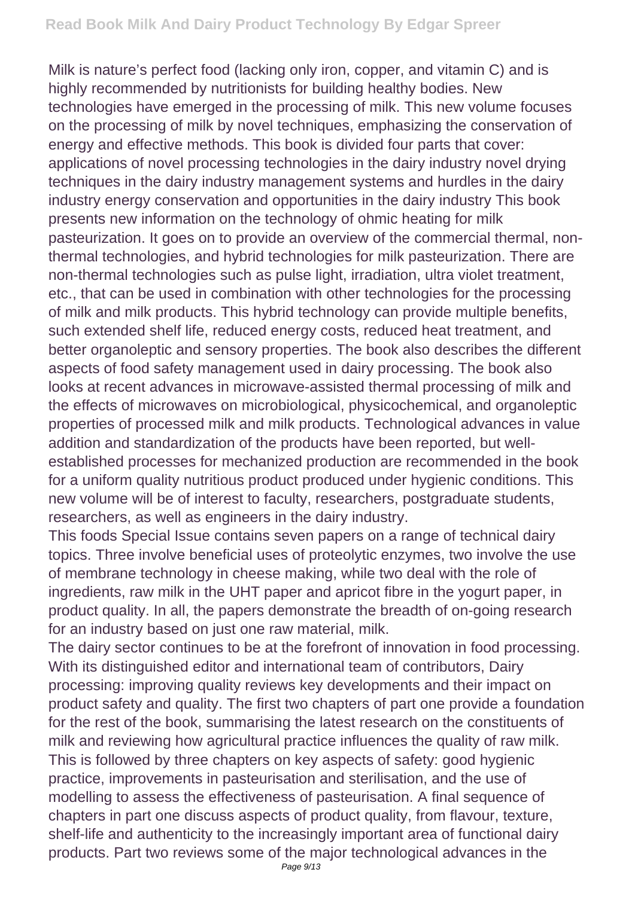Milk is nature's perfect food (lacking only iron, copper, and vitamin C) and is highly recommended by nutritionists for building healthy bodies. New technologies have emerged in the processing of milk. This new volume focuses on the processing of milk by novel techniques, emphasizing the conservation of energy and effective methods. This book is divided four parts that cover: applications of novel processing technologies in the dairy industry novel drying techniques in the dairy industry management systems and hurdles in the dairy industry energy conservation and opportunities in the dairy industry This book presents new information on the technology of ohmic heating for milk pasteurization. It goes on to provide an overview of the commercial thermal, non-thermal technologies, and hybrid technologies for milk pasteurization. There are non-thermal technologies such as pulse light, irradiation, ultra violet treatment, etc., that can be used in combination with other technologies for the processing of milk and milk products. This hybrid technology can provide multiple benefits, such extended shelf life, reduced energy costs, reduced heat treatment, and better organoleptic and sensory properties. The book also describes the different aspects of food safety management used in dairy processing. The book also looks at recent advances in microwave-assisted thermal processing of milk and the effects of microwaves on microbiological, physicochemical, and organoleptic properties of processed milk and milk products. Technological advances in value addition and standardization of the products have been reported, but well-established processes for mechanized production are recommended in the book for a uniform quality nutritious product produced under hygienic conditions. This new volume will be of interest to faculty, researchers, postgraduate students, researchers, as well as engineers in the dairy industry.

This foods Special Issue contains seven papers on a range of technical dairy topics. Three involve beneficial uses of proteolytic enzymes, two involve the use of membrane technology in cheese making, while two deal with the role of ingredients, raw milk in the UHT paper and apricot fibre in the yogurt paper, in product quality. In all, the papers demonstrate the breadth of on-going research for an industry based on just one raw material, milk.

The dairy sector continues to be at the forefront of innovation in food processing. With its distinguished editor and international team of contributors, Dairy processing: improving quality reviews key developments and their impact on product safety and quality. The first two chapters of part one provide a foundation for the rest of the book, summarising the latest research on the constituents of milk and reviewing how agricultural practice influences the quality of raw milk. This is followed by three chapters on key aspects of safety: good hygienic practice, improvements in pasteurisation and sterilisation, and the use of modelling to assess the effectiveness of pasteurisation. A final sequence of chapters in part one discuss aspects of product quality, from flavour, texture, shelf-life and authenticity to the increasingly important area of functional dairy products. Part two reviews some of the major technological advances in the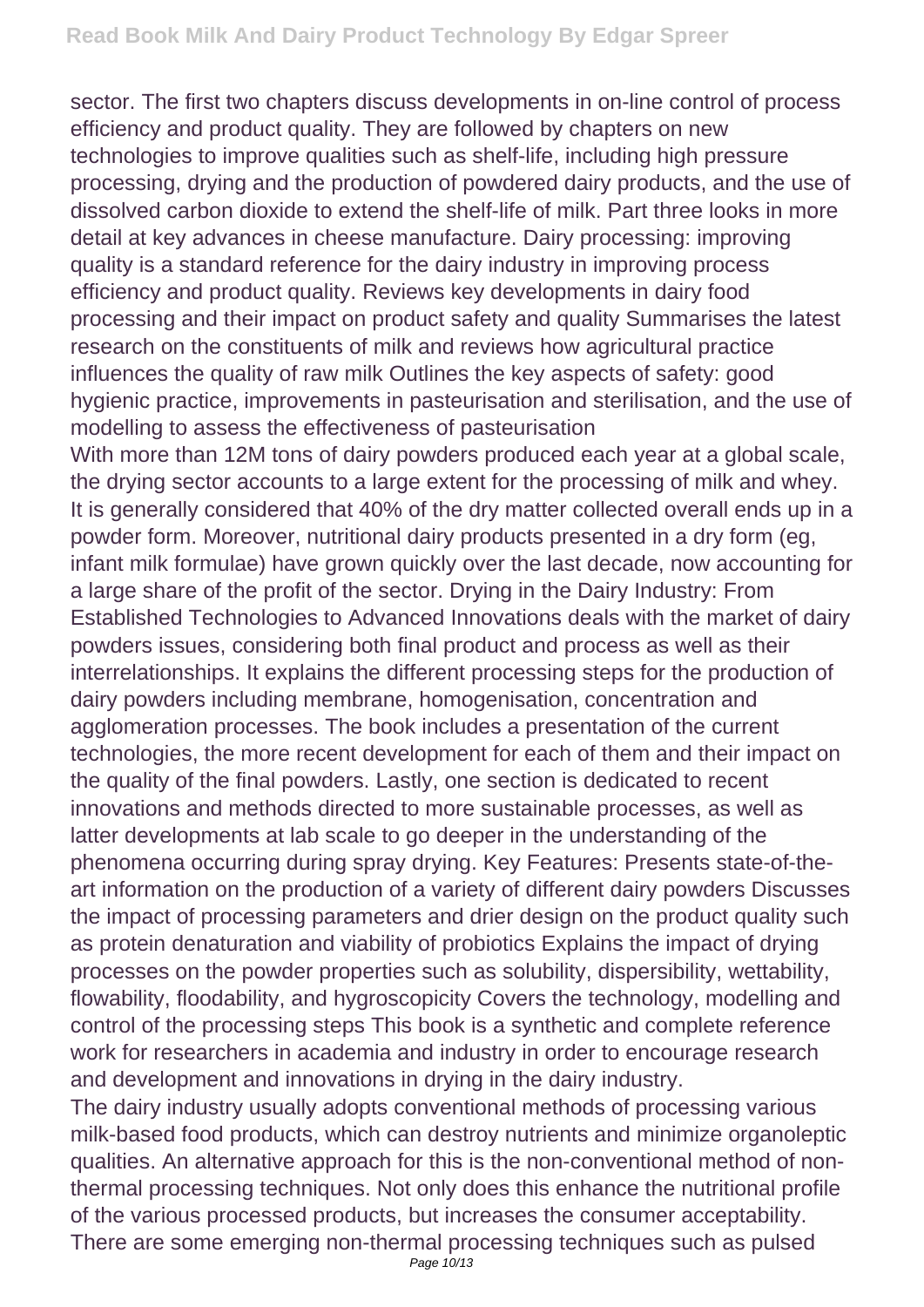sector. The first two chapters discuss developments in on-line control of process efficiency and product quality. They are followed by chapters on new technologies to improve qualities such as shelf-life, including high pressure processing, drying and the production of powdered dairy products, and the use of dissolved carbon dioxide to extend the shelf-life of milk. Part three looks in more detail at key advances in cheese manufacture. Dairy processing: improving quality is a standard reference for the dairy industry in improving process efficiency and product quality. Reviews key developments in dairy food processing and their impact on product safety and quality Summarises the latest research on the constituents of milk and reviews how agricultural practice influences the quality of raw milk Outlines the key aspects of safety: good hygienic practice, improvements in pasteurisation and sterilisation, and the use of modelling to assess the effectiveness of pasteurisation

With more than 12M tons of dairy powders produced each year at a global scale, the drying sector accounts to a large extent for the processing of milk and whey. It is generally considered that 40% of the dry matter collected overall ends up in a powder form. Moreover, nutritional dairy products presented in a dry form (eg, infant milk formulae) have grown quickly over the last decade, now accounting for a large share of the profit of the sector. Drying in the Dairy Industry: From Established Technologies to Advanced Innovations deals with the market of dairy powders issues, considering both final product and process as well as their interrelationships. It explains the different processing steps for the production of dairy powders including membrane, homogenisation, concentration and agglomeration processes. The book includes a presentation of the current technologies, the more recent development for each of them and their impact on the quality of the final powders. Lastly, one section is dedicated to recent innovations and methods directed to more sustainable processes, as well as latter developments at lab scale to go deeper in the understanding of the phenomena occurring during spray drying. Key Features: Presents state-of-the-art information on the production of a variety of different dairy powders Discusses the impact of processing parameters and drier design on the product quality such as protein denaturation and viability of probiotics Explains the impact of drying processes on the powder properties such as solubility, dispersibility, wettability, flowability, floodability, and hygroscopicity Covers the technology, modelling and control of the processing steps This book is a synthetic and complete reference work for researchers in academia and industry in order to encourage research and development and innovations in drying in the dairy industry.

The dairy industry usually adopts conventional methods of processing various milk-based food products, which can destroy nutrients and minimize organoleptic qualities. An alternative approach for this is the non-conventional method of non-thermal processing techniques. Not only does this enhance the nutritional profile of the various processed products, but increases the consumer acceptability. There are some emerging non-thermal processing techniques such as pulsed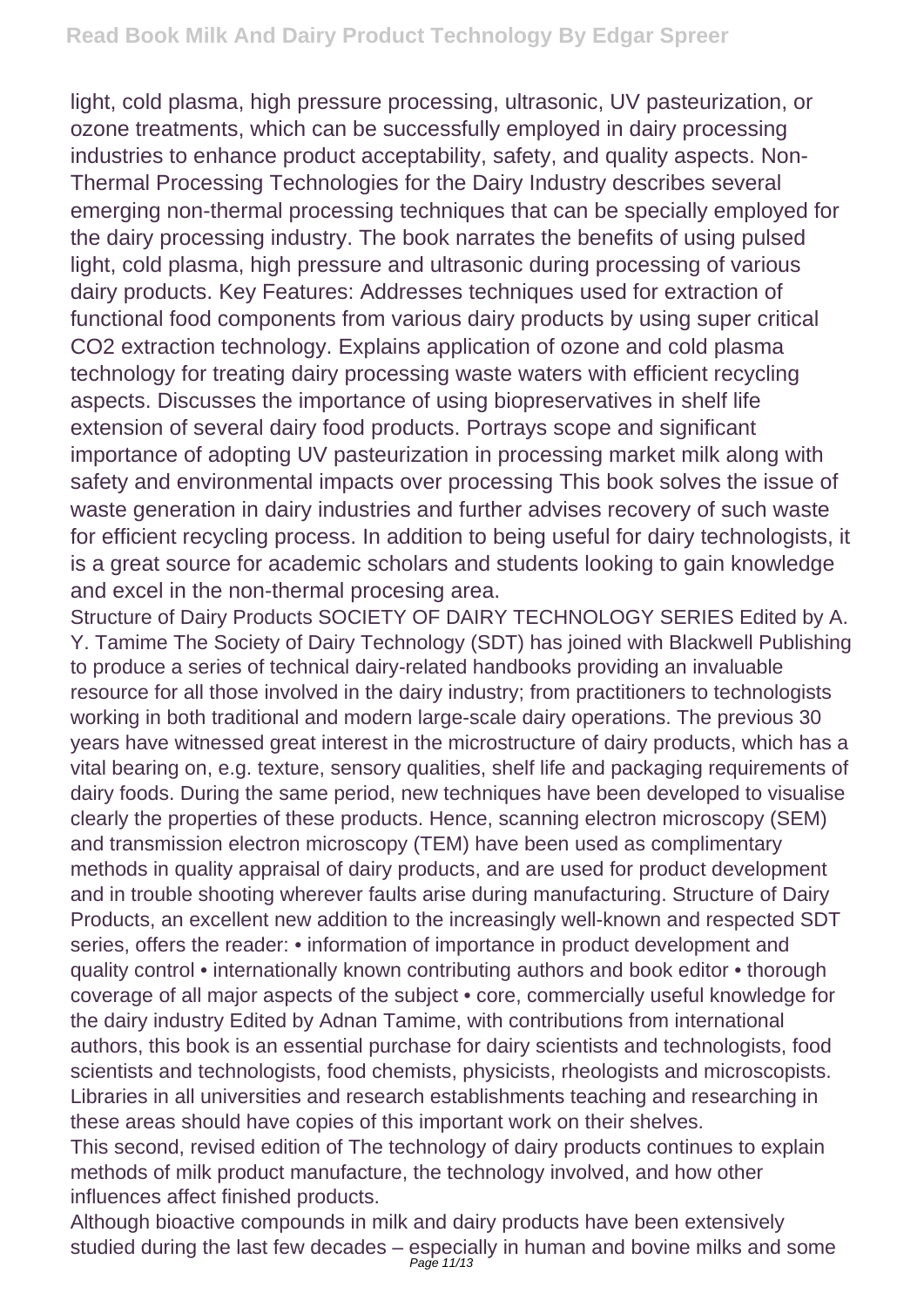light, cold plasma, high pressure processing, ultrasonic, UV pasteurization, or ozone treatments, which can be successfully employed in dairy processing industries to enhance product acceptability, safety, and quality aspects. Non-Thermal Processing Technologies for the Dairy Industry describes several emerging non-thermal processing techniques that can be specially employed for the dairy processing industry. The book narrates the benefits of using pulsed light, cold plasma, high pressure and ultrasonic during processing of various dairy products. Key Features: Addresses techniques used for extraction of functional food components from various dairy products by using super critical $CO_2$ extraction technology. Explains application of ozone and cold plasma technology for treating dairy processing waste waters with efficient recycling aspects. Discusses the importance of using biopreservatives in shelf life extension of several dairy food products. Portrays scope and significant importance of adopting UV pasteurization in processing market milk along with safety and environmental impacts over processing This book solves the issue of waste generation in dairy industries and further advises recovery of such waste for efficient recycling process. In addition to being useful for dairy technologists, it is a great source for academic scholars and students looking to gain knowledge and excel in the non-thermal procesing area.

Structure of Dairy Products SOCIETY OF DAIRY TECHNOLOGY SERIES Edited by A. Y. Tamime The Society of Dairy Technology (SDT) has joined with Blackwell Publishing to produce a series of technical dairy-related handbooks providing an invaluable resource for all those involved in the dairy industry; from practitioners to technologists working in both traditional and modern large-scale dairy operations. The previous 30 years have witnessed great interest in the microstructure of dairy products, which has a vital bearing on, e.g. texture, sensory qualities, shelf life and packaging requirements of dairy foods. During the same period, new techniques have been developed to visualise clearly the properties of these products. Hence, scanning electron microscopy (SEM) and transmission electron microscopy (TEM) have been used as complimentary methods in quality appraisal of dairy products, and are used for product development and in trouble shooting wherever faults arise during manufacturing. Structure of Dairy Products, an excellent new addition to the increasingly well-known and respected SDT series, offers the reader: • information of importance in product development and quality control • internationally known contributing authors and book editor • thorough coverage of all major aspects of the subject • core, commercially useful knowledge for the dairy industry Edited by Adnan Tamime, with contributions from international authors, this book is an essential purchase for dairy scientists and technologists, food scientists and technologists, food chemists, physicists, rheologists and microscopists. Libraries in all universities and research establishments teaching and researching in these areas should have copies of this important work on their shelves.

This second, revised edition of The technology of dairy products continues to explain methods of milk product manufacture, the technology involved, and how other influences affect finished products.

Although bioactive compounds in milk and dairy products have been extensively studied during the last few decades – especially in human and bovine milks and some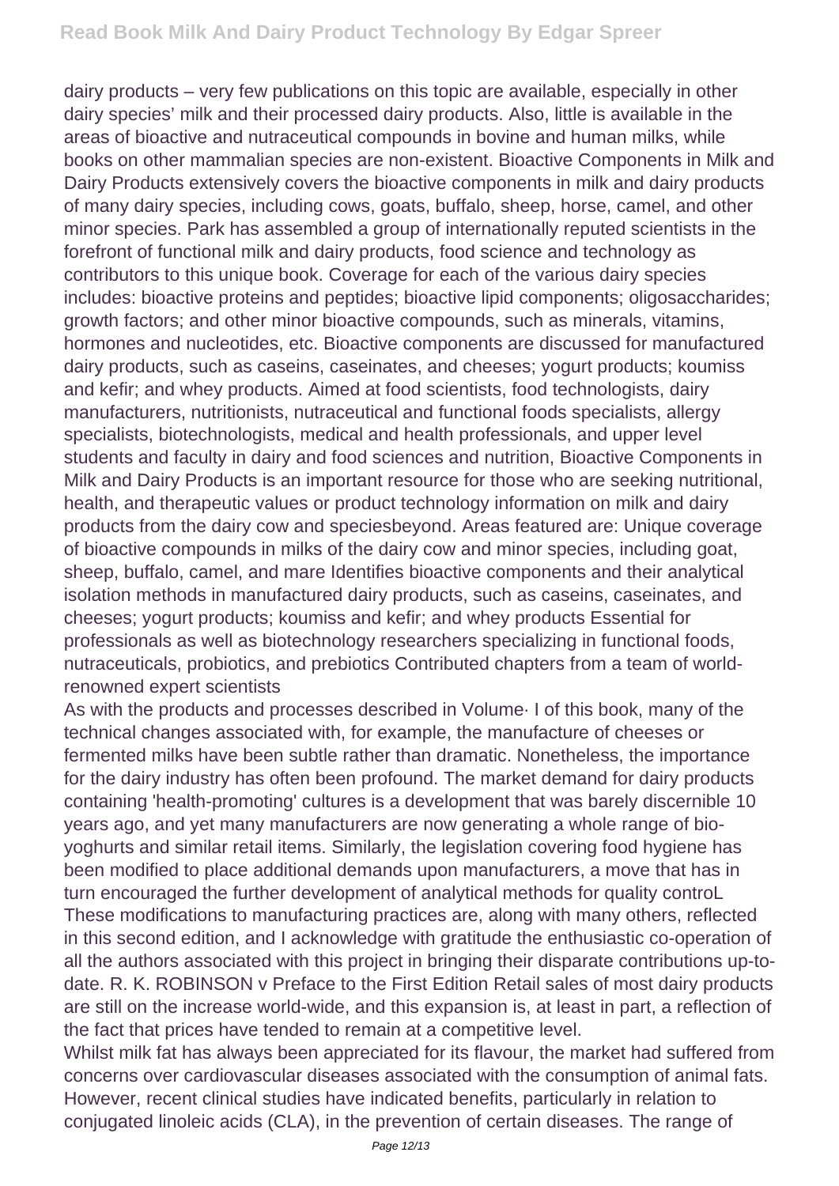dairy products – very few publications on this topic are available, especially in other dairy species' milk and their processed dairy products. Also, little is available in the areas of bioactive and nutraceutical compounds in bovine and human milks, while books on other mammalian species are non-existent. Bioactive Components in Milk and Dairy Products extensively covers the bioactive components in milk and dairy products of many dairy species, including cows, goats, buffalo, sheep, horse, camel, and other minor species. Park has assembled a group of internationally reputed scientists in the forefront of functional milk and dairy products, food science and technology as contributors to this unique book. Coverage for each of the various dairy species includes: bioactive proteins and peptides; bioactive lipid components; oligosaccharides; growth factors; and other minor bioactive compounds, such as minerals, vitamins, hormones and nucleotides, etc. Bioactive components are discussed for manufactured dairy products, such as caseins, caseinates, and cheeses; yogurt products; koumiss and kefir; and whey products. Aimed at food scientists, food technologists, dairy manufacturers, nutritionists, nutraceutical and functional foods specialists, allergy specialists, biotechnologists, medical and health professionals, and upper level students and faculty in dairy and food sciences and nutrition, Bioactive Components in Milk and Dairy Products is an important resource for those who are seeking nutritional, health, and therapeutic values or product technology information on milk and dairy products from the dairy cow and speciesbeyond. Areas featured are: Unique coverage of bioactive compounds in milks of the dairy cow and minor species, including goat, sheep, buffalo, camel, and mare Identifies bioactive components and their analytical isolation methods in manufactured dairy products, such as caseins, caseinates, and cheeses; yogurt products; koumiss and kefir; and whey products Essential for professionals as well as biotechnology researchers specializing in functional foods, nutraceuticals, probiotics, and prebiotics Contributed chapters from a team of world-renowned expert scientists

As with the products and processes described in Volume· I of this book, many of the technical changes associated with, for example, the manufacture of cheeses or fermented milks have been subtle rather than dramatic. Nonetheless, the importance for the dairy industry has often been profound. The market demand for dairy products containing 'health-promoting' cultures is a development that was barely discernible 10 years ago, and yet many manufacturers are now generating a whole range of bio-yoghurts and similar retail items. Similarly, the legislation covering food hygiene has been modified to place additional demands upon manufacturers, a move that has in turn encouraged the further development of analytical methods for quality controL These modifications to manufacturing practices are, along with many others, reflected in this second edition, and I acknowledge with gratitude the enthusiastic co-operation of all the authors associated with this project in bringing their disparate contributions up-to-date. R. K. ROBINSON v Preface to the First Edition Retail sales of most dairy products are still on the increase world-wide, and this expansion is, at least in part, a reflection of the fact that prices have tended to remain at a competitive level.

Whilst milk fat has always been appreciated for its flavour, the market had suffered from concerns over cardiovascular diseases associated with the consumption of animal fats. However, recent clinical studies have indicated benefits, particularly in relation to conjugated linoleic acids (CLA), in the prevention of certain diseases. The range of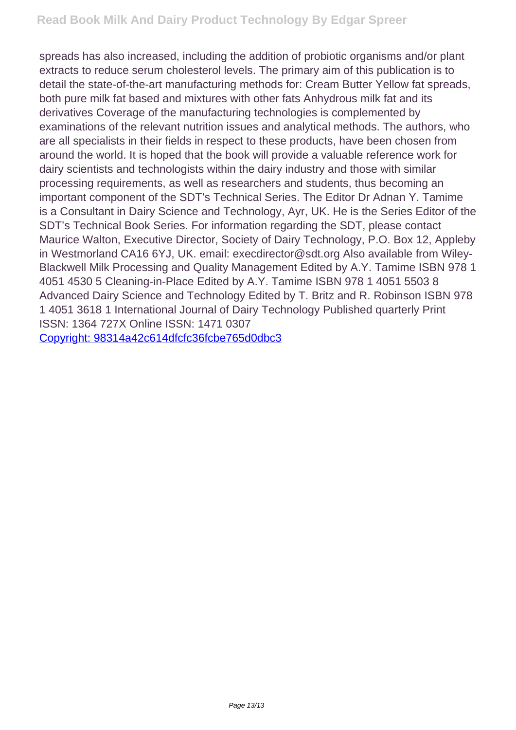spreads has also increased, including the addition of probiotic organisms and/or plant extracts to reduce serum cholesterol levels. The primary aim of this publication is to detail the state-of-the-art manufacturing methods for: Cream Butter Yellow fat spreads, both pure milk fat based and mixtures with other fats Anhydrous milk fat and its derivatives Coverage of the manufacturing technologies is complemented by examinations of the relevant nutrition issues and analytical methods. The authors, who are all specialists in their fields in respect to these products, have been chosen from around the world. It is hoped that the book will provide a valuable reference work for dairy scientists and technologists within the dairy industry and those with similar processing requirements, as well as researchers and students, thus becoming an important component of the SDT's Technical Series. The Editor Dr Adnan Y. Tamime is a Consultant in Dairy Science and Technology, Ayr, UK. He is the Series Editor of the SDT's Technical Book Series. For information regarding the SDT, please contact Maurice Walton, Executive Director, Society of Dairy Technology, P.O. Box 12, Appleby in Westmorland CA16 6YJ, UK. email: execdirector@sdt.org Also available from Wiley-Blackwell Milk Processing and Quality Management Edited by A.Y. Tamime ISBN 978 1 4051 4530 5 Cleaning-in-Place Edited by A.Y. Tamime ISBN 978 1 4051 5503 8 Advanced Dairy Science and Technology Edited by T. Britz and R. Robinson ISBN 978 1 4051 3618 1 International Journal of Dairy Technology Published quarterly Print ISSN: 1364 727X Online ISSN: 1471 0307

Copyright: 98314a42c614dfcfc36fcbe765d0dbc3